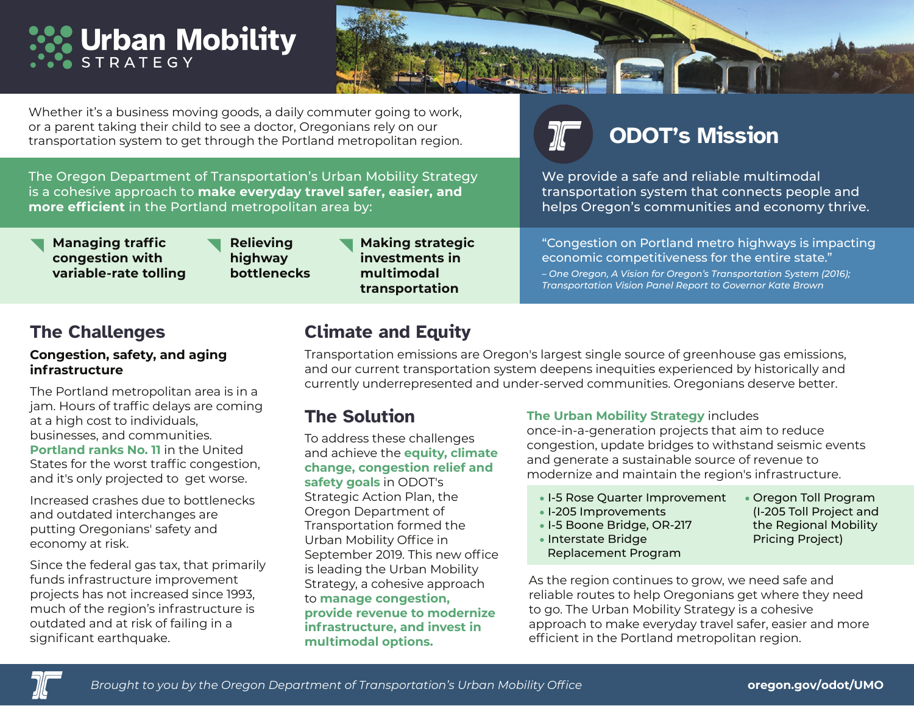# Urban Mobility STRATEGY

Whether it's a business moving goods, a daily commuter going to work, or a parent taking their child to see a doctor, Oregonians rely on our transportation system to get through the Portland metropolitan region.

The Oregon Department of Transportation's Urban Mobility Strategy is a cohesive approach to **make everyday travel safer, easier, and more efficient** in the Portland metropolitan area by:

- **Managing traffic congestion with variable-rate tolling**
- **Relieving highway bottlenecks**
- **Making strategic investments in multimodal transportation**

## ODOT's Mission

We provide a safe and reliable multimodal transportation system that connects people and helps Oregon's communities and economy thrive.

"Congestion on Portland metro highways is impacting economic competitiveness for the entire state."

*– One Oregon, A Vision for Oregon's Transportation System (2016); Transportation Vision Panel Report to Governor Kate Brown*

## The Challenges

### Congestion, safety, and aging infrastructure

The Portland metropolitan area is in a jam. Hours of traffic delays are coming at a high cost to individuals, businesses, and communities. **Portland ranks No. 11** in the United States for the worst traffic congestion, and it's only projected to get worse.

Increased crashes due to bottlenecks and outdated interchanges are putting Oregonians' safety and economy at risk.

Since the federal gas tax, that primarily funds infrastructure improvement projects has not increased since 1993, much of the region's infrastructure is outdated and at risk of failing in a significant earthquake.

## Climate and Equity

Transportation emissions are Oregon's largest single source of greenhouse gas emissions, and our current transportation system deepens inequities experienced by historically and currently underrepresented and under-served communities. Oregonians deserve better.

## The Solution

To address these challenges and achieve the **equity, climate change, congestion relief and safety goals** in ODOT's Strategic Action Plan, the Oregon Department of Transportation formed the Urban Mobility Office in September 2019. This new office is leading the Urban Mobility Strategy, a cohesive approach to **manage congestion, provide revenue to modernize infrastructure, and invest in multimodal options.**

**The Urban Mobility Strategy** includes once-in-a-generation projects that aim to reduce congestion, update bridges to withstand seismic events and generate a sustainable source of revenue to modernize and maintain the region's infrastructure.

- I-5 Rose Quarter Improvement
- I-205 Improvements
- I-5 Boone Bridge, OR-217
- Interstate Bridge Replacement Program
- Oregon Toll Program (I-205 Toll Project and the Regional Mobility Pricing Project)

As the region continues to grow, we need safe and reliable routes to help Oregonians get where they need to go. The Urban Mobility Strategy is a cohesive approach to make everyday travel safer, easier and more efficient in the Portland metropolitan region.

*Brought to you by the Oregon Department of Transportation's Urban Mobility Office*

**oregon.gov/odot/UMO**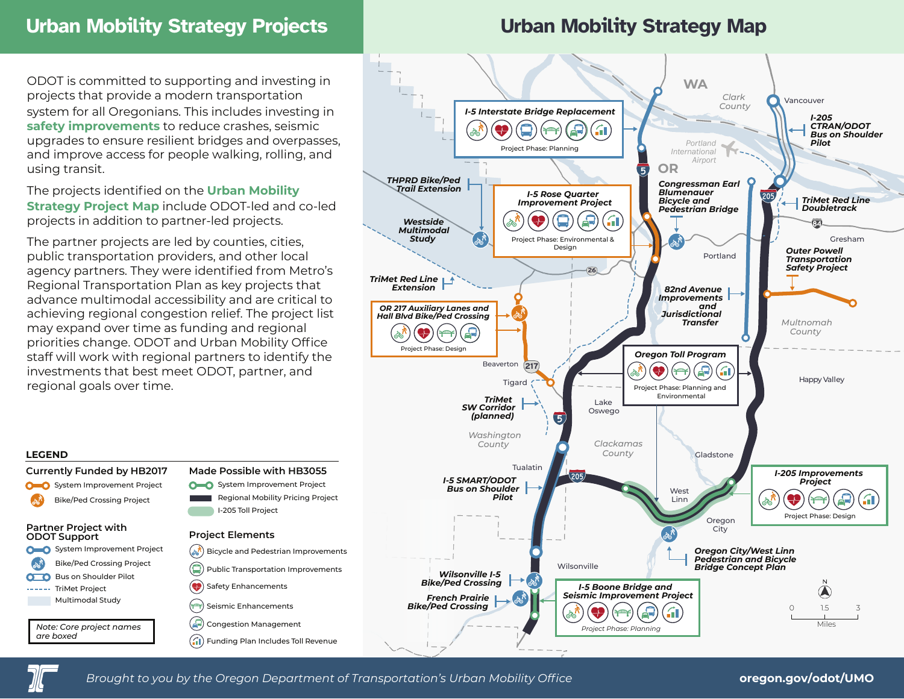# Urban Mobility Strategy Projects

ODOT is committed to supporting and investing in projects that provide a modern transportation system for all Oregonians. This includes investing in **safety improvements** to reduce crashes, seismic upgrades to ensure resilient bridges and overpasses, and improve access for people walking, rolling, and using transit.

The projects identified on the **Urban Mobility Strategy Project Map** include ODOT-led and co-led projects in addition to partner-led projects.

The partner projects are led by counties, cities, public transportation providers, and other local agency partners. They were identified from Metro's Regional Transportation Plan as key projects that advance multimodal accessibility and are critical to achieving regional congestion relief. The project list may expand over time as funding and regional priorities change. ODOT and Urban Mobility Office staff will work with regional partners to identify the investments that best meet ODOT, partner, and regional goals over time.

## LEGEND

**Currently Funded by HB2017**
- System Improvement Project
- Bike/Ped Crossing Project

**Partner Project with ODOT Support**
- System Improvement Project
- Bike/Ped Crossing Project
- Bus on Shoulder Pilot
- TriMet Project
- Multimodal Study

**Made Possible with HB3055**
- System Improvement Project
- Regional Mobility Pricing Project
- I-205 Toll Project

**Project Elements**
- Bicycle and Pedestrian Improvements
- Public Transportation Improvements
- Safety Enhancements
- Seismic Enhancements
- Congestion Management
- Funding Plan Includes Toll Revenue

*Note: Core project names are boxed*

# Urban Mobility Strategy Map

WA
Clark County
Vancouver
Portland International Airport
OR
Portland
Gresham
Multnomah County
Happy Valley
Beaverton
Tigard
Lake Oswego
Washington County
Clackamas County
Gladstone
Tualatin
West Linn
Oregon City
Wilsonville

**I-5 Interstate Bridge Replacement** — Project Phase: Planning

**I-205 CTRAN/ODOT Bus on Shoulder Pilot**

**THPRD Bike/Ped Trail Extension**

**I-5 Rose Quarter Improvement Project** — Project Phase: Environmental & Design

**Congressman Earl Blumenauer Bicycle and Pedestrian Bridge**

**TriMet Red Line Doubletrack**

**Westside Multimodal Study**

**Outer Powell Transportation Safety Project**

**TriMet Red Line Extension**

**82nd Avenue Improvements and Jurisdictional Transfer**

**OR 217 Auxiliary Lanes and Hall Blvd Bike/Ped Crossing** — Project Phase: Design

**Oregon Toll Program** — Project Phase: Planning and Environmental

**TriMet SW Corridor (planned)**

**I-5 SMART/ODOT Bus on Shoulder Pilot**

**I-205 Improvements Project** — Project Phase: Design

**Oregon City/West Linn Pedestrian and Bicycle Bridge Concept Plan**

**Wilsonville I-5 Bike/Ped Crossing**

**French Prairie Bike/Ped Crossing**

**I-5 Boone Bridge and Seismic Improvement Project** — Project Phase: Planning

0 1.5 3
Miles

*Brought to you by the Oregon Department of Transportation's Urban Mobility Office*

**oregon.gov/odot/UMO**